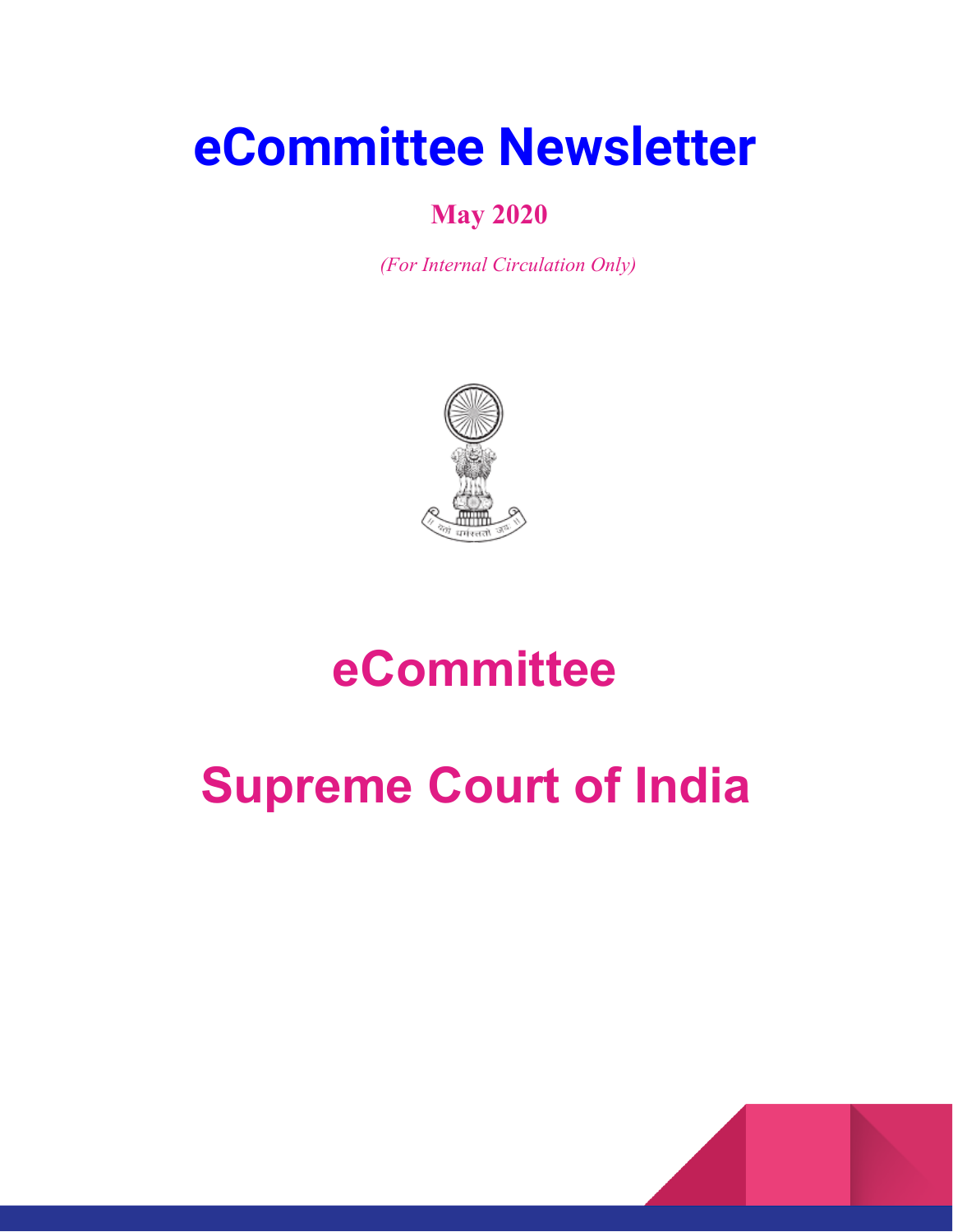# eCommittee Newsletter

**May 2020**

*(For Internal Circulation Only)*

# eCommittee

# Supreme Court of India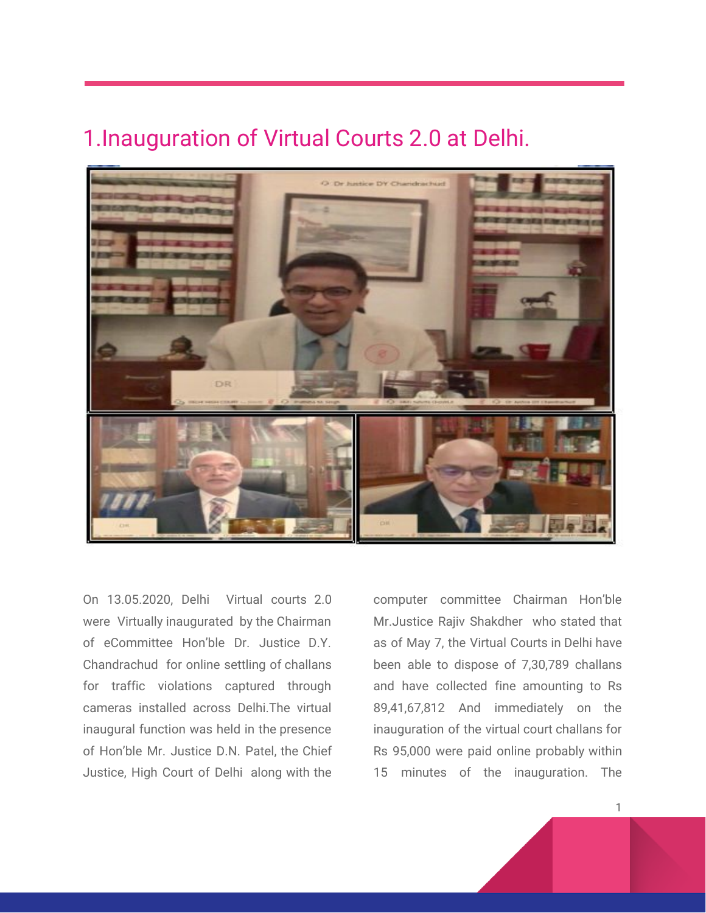# 1.Inauguration of Virtual Courts 2.0 at Delhi.

On 13.05.2020, Delhi Virtual courts 2.0 were Virtually inaugurated by the Chairman of eCommittee Hon'ble Dr. Justice D.Y. Chandrachud for online settling of challans for traffic violations captured through cameras installed across Delhi.The virtual inaugural function was held in the presence of Hon'ble Mr. Justice D.N. Patel, the Chief Justice, High Court of Delhi along with the computer committee Chairman Hon'ble Mr.Justice Rajiv Shakdher who stated that as of May 7, the Virtual Courts in Delhi have been able to dispose of 7,30,789 challans and have collected fine amounting to Rs 89,41,67,812 And immediately on the inauguration of the virtual court challans for Rs 95,000 were paid online probably within 15 minutes of the inauguration. The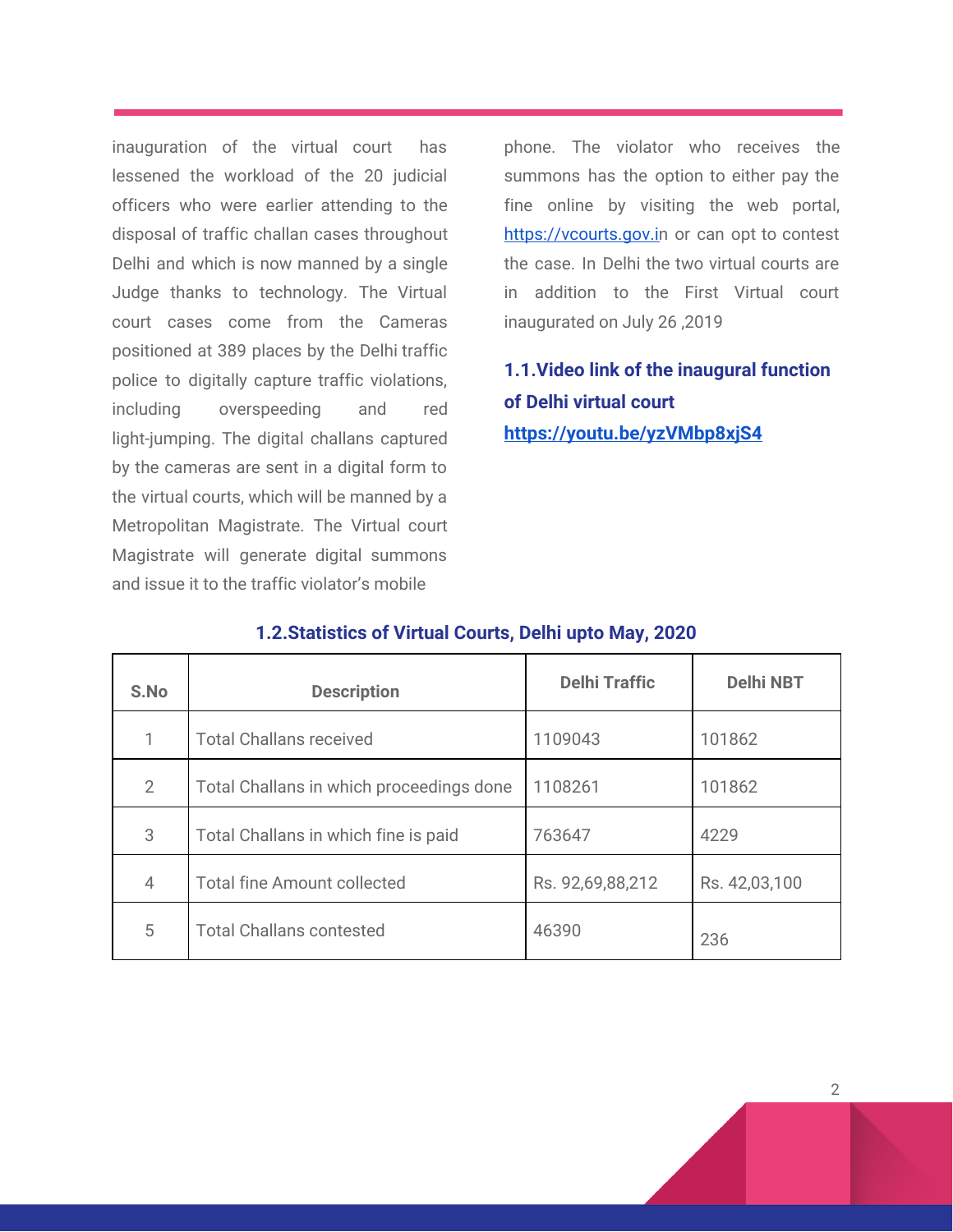inauguration of the virtual court has lessened the workload of the 20 judicial officers who were earlier attending to the disposal of traffic challan cases throughout Delhi and which is now manned by a single Judge thanks to technology. The Virtual court cases come from the Cameras positioned at 389 places by the Delhi traffic police to digitally capture traffic violations, including overspeeding and red light-jumping. The digital challans captured by the cameras are sent in a digital form to the virtual courts, which will be manned by a Metropolitan Magistrate. The Virtual court Magistrate will generate digital summons and issue it to the traffic violator's mobile phone. The violator who receives the summons has the option to either pay the fine online by visiting the web portal, https://vcourts.gov.in or can opt to contest the case. In Delhi the two virtual courts are in addition to the First Virtual court inaugurated on July 26 ,2019

### 1.1.Video link of the inaugural function of Delhi virtual court

**https://youtu.be/yzVMbp8xjS4**

### 1.2.Statistics of Virtual Courts, Delhi upto May, 2020

| S.No | Description | Delhi Traffic | Delhi NBT |
|---|---|---|---|
| 1 | Total Challans received | 1109043 | 101862 |
| 2 | Total Challans in which proceedings done | 1108261 | 101862 |
| 3 | Total Challans in which fine is paid | 763647 | 4229 |
| 4 | Total fine Amount collected | Rs. 92,69,88,212 | Rs. 42,03,100 |
| 5 | Total Challans contested | 46390 | 236 |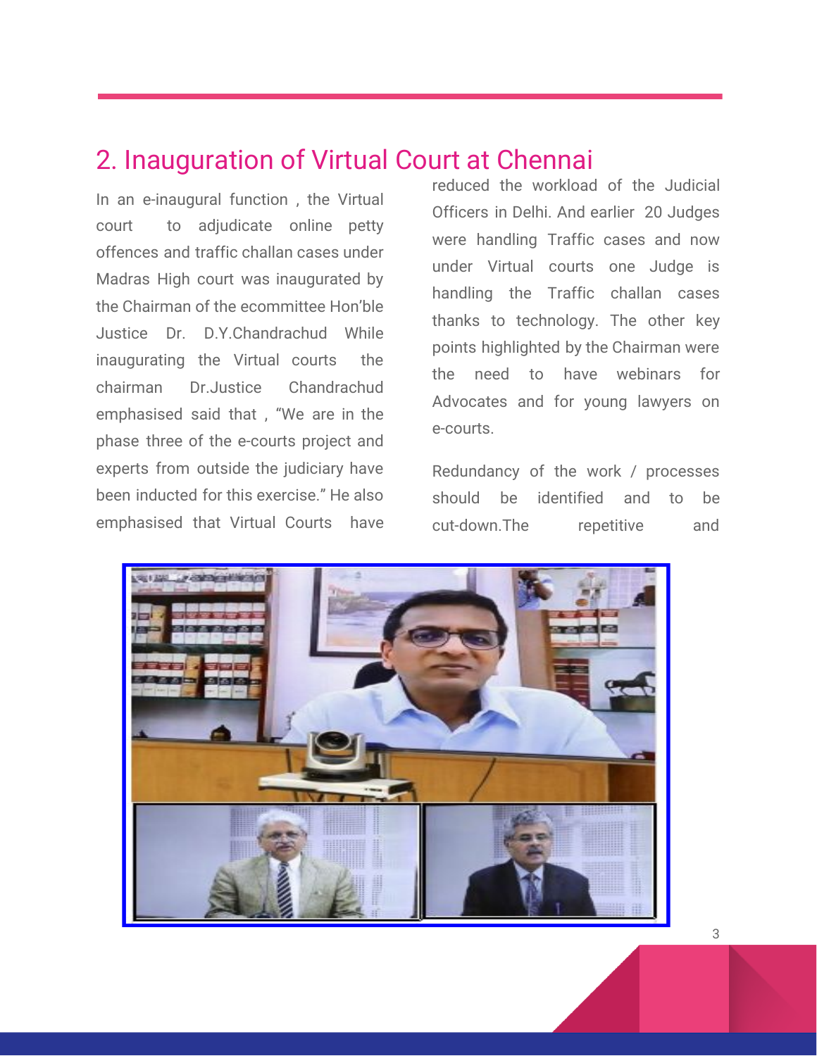## 2. Inauguration of Virtual Court at Chennai

In an e-inaugural function , the Virtual court to adjudicate online petty offences and traffic challan cases under Madras High court was inaugurated by the Chairman of the ecommittee Hon'ble Justice Dr. D.Y.Chandrachud While inaugurating the Virtual courts the chairman Dr.Justice Chandrachud emphasised said that , "We are in the phase three of the e-courts project and experts from outside the judiciary have been inducted for this exercise." He also emphasised that Virtual Courts have reduced the workload of the Judicial Officers in Delhi. And earlier 20 Judges were handling Traffic cases and now under Virtual courts one Judge is handling the Traffic challan cases thanks to technology. The other key points highlighted by the Chairman were the need to have webinars for Advocates and for young lawyers on e-courts.

Redundancy of the work / processes should be identified and to be cut-down.The repetitive and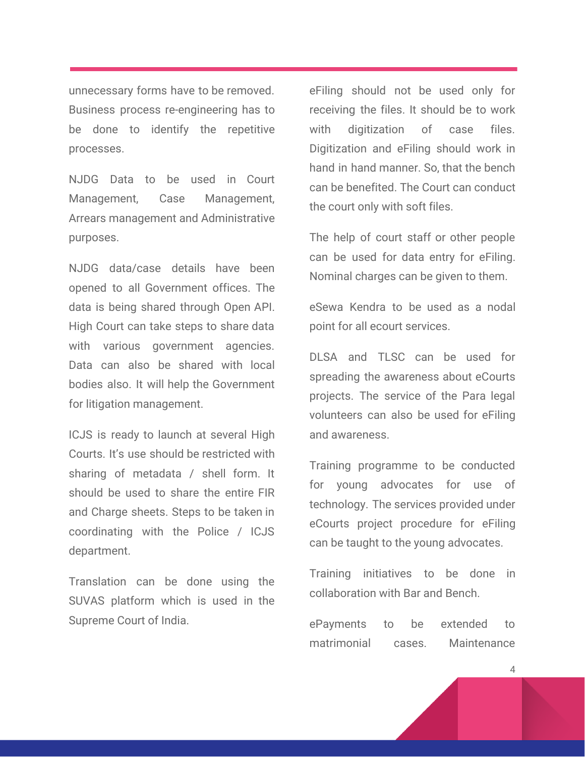unnecessary forms have to be removed. Business process re-engineering has to be done to identify the repetitive processes.

NJDG Data to be used in Court Management, Case Management, Arrears management and Administrative purposes.

NJDG data/case details have been opened to all Government offices. The data is being shared through Open API. High Court can take steps to share data with various government agencies. Data can also be shared with local bodies also. It will help the Government for litigation management.

ICJS is ready to launch at several High Courts. It's use should be restricted with sharing of metadata / shell form. It should be used to share the entire FIR and Charge sheets. Steps to be taken in coordinating with the Police / ICJS department.

Translation can be done using the SUVAS platform which is used in the Supreme Court of India.

eFiling should not be used only for receiving the files. It should be to work with digitization of case files. Digitization and eFiling should work in hand in hand manner. So, that the bench can be benefited. The Court can conduct the court only with soft files.

The help of court staff or other people can be used for data entry for eFiling. Nominal charges can be given to them.

eSewa Kendra to be used as a nodal point for all ecourt services.

DLSA and TLSC can be used for spreading the awareness about eCourts projects. The service of the Para legal volunteers can also be used for eFiling and awareness.

Training programme to be conducted for young advocates for use of technology. The services provided under eCourts project procedure for eFiling can be taught to the young advocates.

Training initiatives to be done in collaboration with Bar and Bench.

ePayments to be extended to matrimonial cases. Maintenance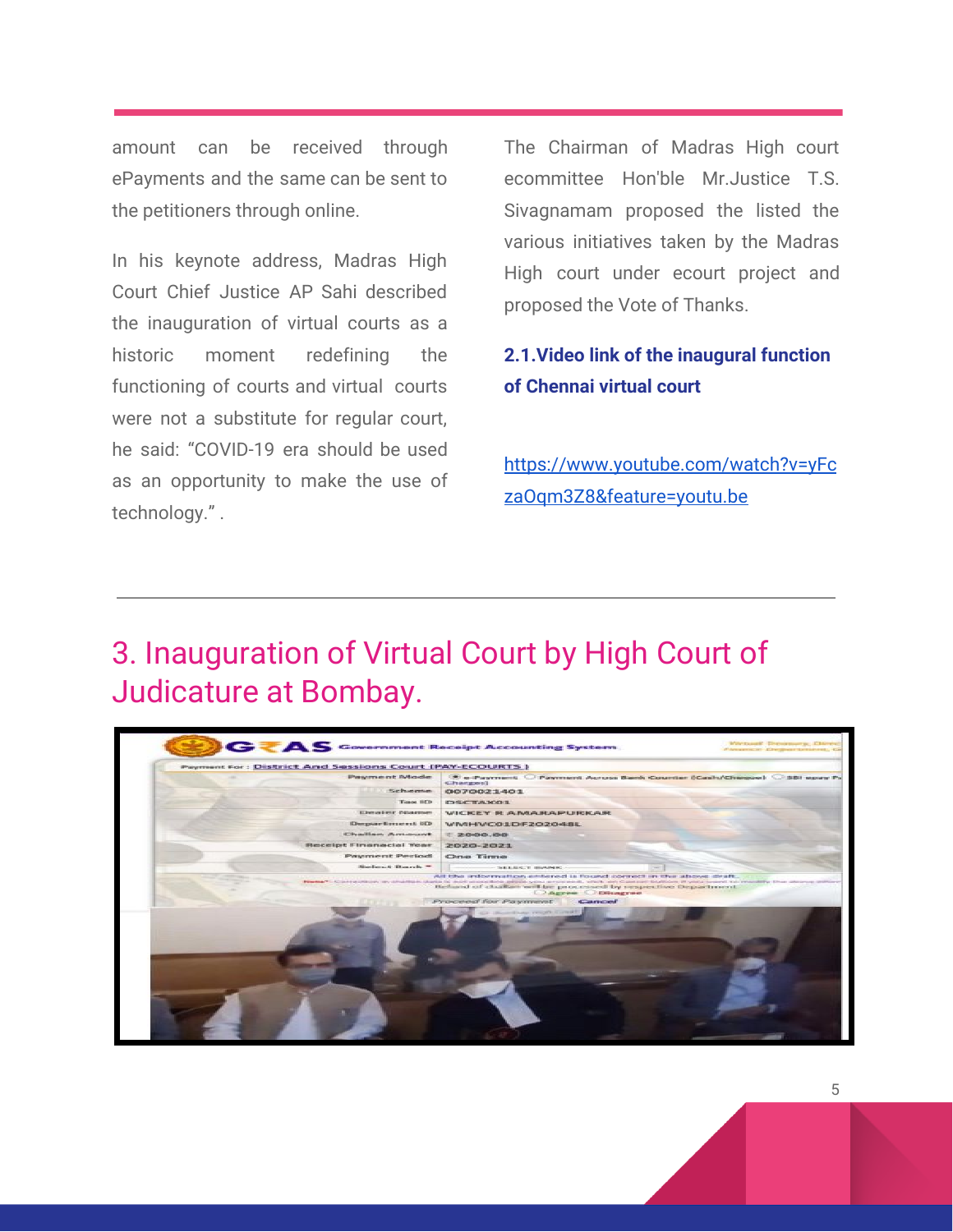amount can be received through ePayments and the same can be sent to the petitioners through online.

In his keynote address, Madras High Court Chief Justice AP Sahi described the inauguration of virtual courts as a historic moment redefining the functioning of courts and virtual courts were not a substitute for regular court, he said: "COVID-19 era should be used as an opportunity to make the use of technology." .

The Chairman of Madras High court ecommittee Hon'ble Mr.Justice T.S. Sivagnamam proposed the listed the various initiatives taken by the Madras High court under ecourt project and proposed the Vote of Thanks.

### 2.1.Video link of the inaugural function of Chennai virtual court

https://www.youtube.com/watch?v=yFczaOqm3Z8&feature=youtu.be

---

## 3. Inauguration of Virtual Court by High Court of Judicature at Bombay.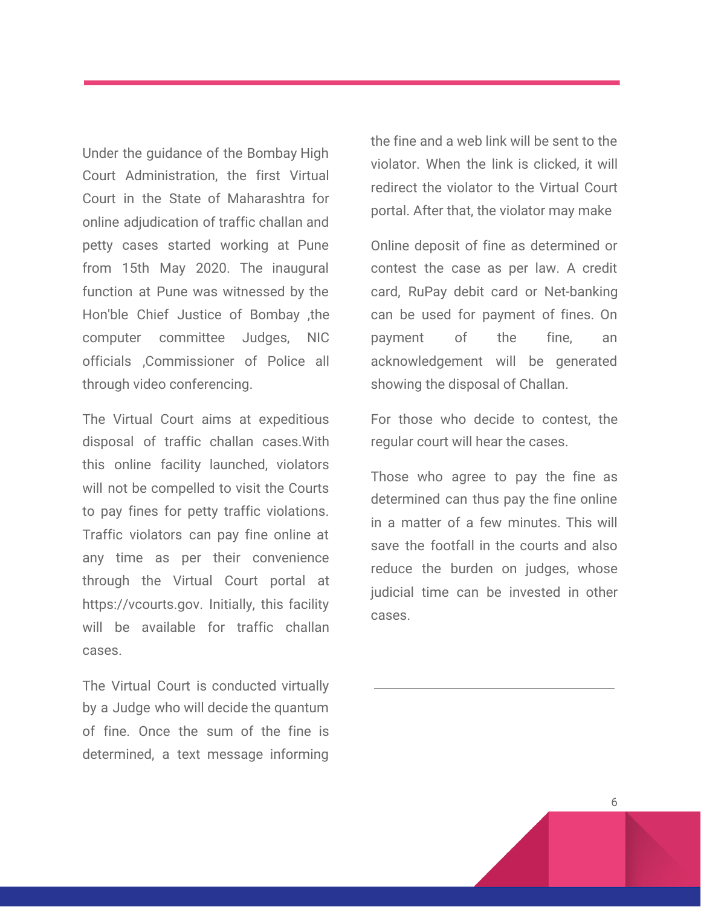Under the guidance of the Bombay High Court Administration, the first Virtual Court in the State of Maharashtra for online adjudication of traffic challan and petty cases started working at Pune from 15th May 2020. The inaugural function at Pune was witnessed by the Hon'ble Chief Justice of Bombay ,the computer committee Judges, NIC officials ,Commissioner of Police all through video conferencing.

The Virtual Court aims at expeditious disposal of traffic challan cases.With this online facility launched, violators will not be compelled to visit the Courts to pay fines for petty traffic violations. Traffic violators can pay fine online at any time as per their convenience through the Virtual Court portal at https://vcourts.gov. Initially, this facility will be available for traffic challan cases.

The Virtual Court is conducted virtually by a Judge who will decide the quantum of fine. Once the sum of the fine is determined, a text message informing the fine and a web link will be sent to the violator. When the link is clicked, it will redirect the violator to the Virtual Court portal. After that, the violator may make

Online deposit of fine as determined or contest the case as per law. A credit card, RuPay debit card or Net-banking can be used for payment of fines. On payment of the fine, an acknowledgement will be generated showing the disposal of Challan.

For those who decide to contest, the regular court will hear the cases.

Those who agree to pay the fine as determined can thus pay the fine online in a matter of a few minutes. This will save the footfall in the courts and also reduce the burden on judges, whose judicial time can be invested in other cases.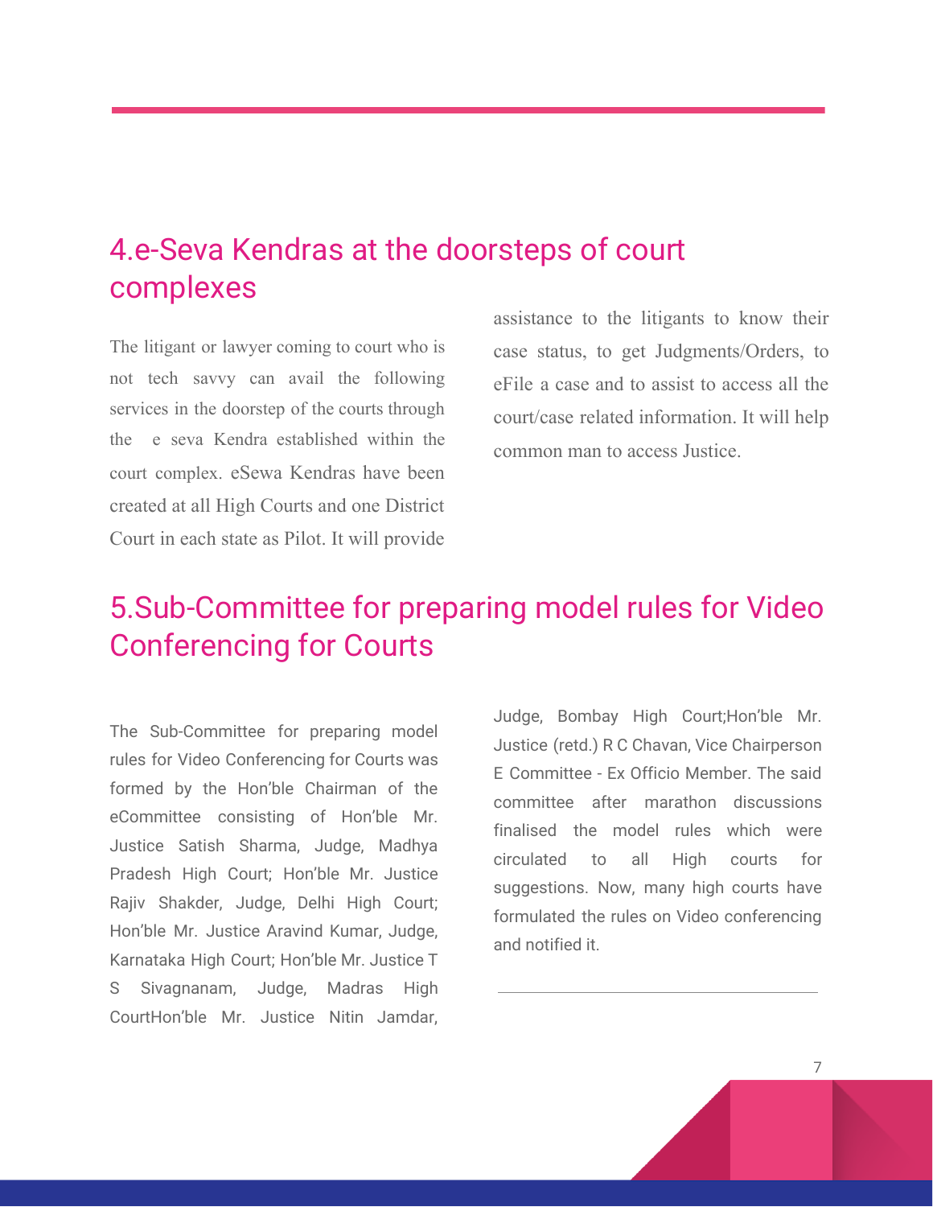## 4.e-Seva Kendras at the doorsteps of court complexes

The litigant or lawyer coming to court who is not tech savvy can avail the following services in the doorstep of the courts through the e seva Kendra established within the court complex. eSewa Kendras have been created at all High Courts and one District Court in each state as Pilot. It will provide assistance to the litigants to know their case status, to get Judgments/Orders, to eFile a case and to assist to access all the court/case related information. It will help common man to access Justice.

## 5.Sub-Committee for preparing model rules for Video Conferencing for Courts

The Sub-Committee for preparing model rules for Video Conferencing for Courts was formed by the Hon'ble Chairman of the eCommittee consisting of Hon'ble Mr. Justice Satish Sharma, Judge, Madhya Pradesh High Court; Hon'ble Mr. Justice Rajiv Shakder, Judge, Delhi High Court; Hon'ble Mr. Justice Aravind Kumar, Judge, Karnataka High Court; Hon'ble Mr. Justice T S Sivagnanam, Judge, Madras High CourtHon'ble Mr. Justice Nitin Jamdar, Judge, Bombay High Court;Hon'ble Mr. Justice (retd.) R C Chavan, Vice Chairperson E Committee - Ex Officio Member. The said committee after marathon discussions finalised the model rules which were circulated to all High courts for suggestions. Now, many high courts have formulated the rules on Video conferencing and notified it.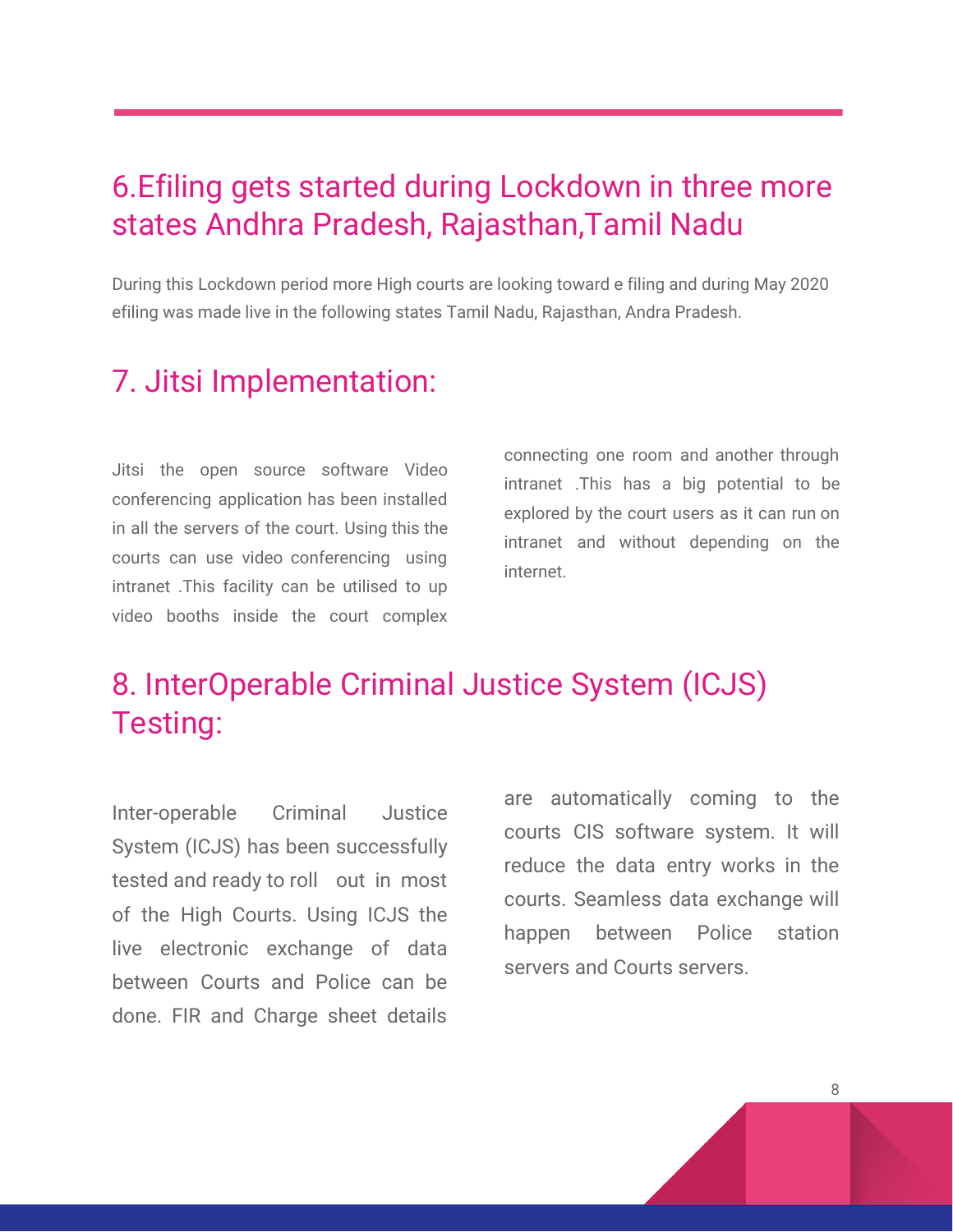## 6.Efiling gets started during Lockdown in three more states Andhra Pradesh, Rajasthan,Tamil Nadu

During this Lockdown period more High courts are looking toward e filing and during May 2020 efiling was made live in the following states Tamil Nadu, Rajasthan, Andra Pradesh.

## 7. Jitsi Implementation:

Jitsi the open source software Video conferencing application has been installed in all the servers of the court. Using this the courts can use video conferencing using intranet .This facility can be utilised to up video booths inside the court complex connecting one room and another through intranet .This has a big potential to be explored by the court users as it can run on intranet and without depending on the internet.

## 8. InterOperable Criminal Justice System (ICJS) Testing:

Inter-operable Criminal Justice System (ICJS) has been successfully tested and ready to roll out in most of the High Courts. Using ICJS the live electronic exchange of data between Courts and Police can be done. FIR and Charge sheet details are automatically coming to the courts CIS software system. It will reduce the data entry works in the courts. Seamless data exchange will happen between Police station servers and Courts servers.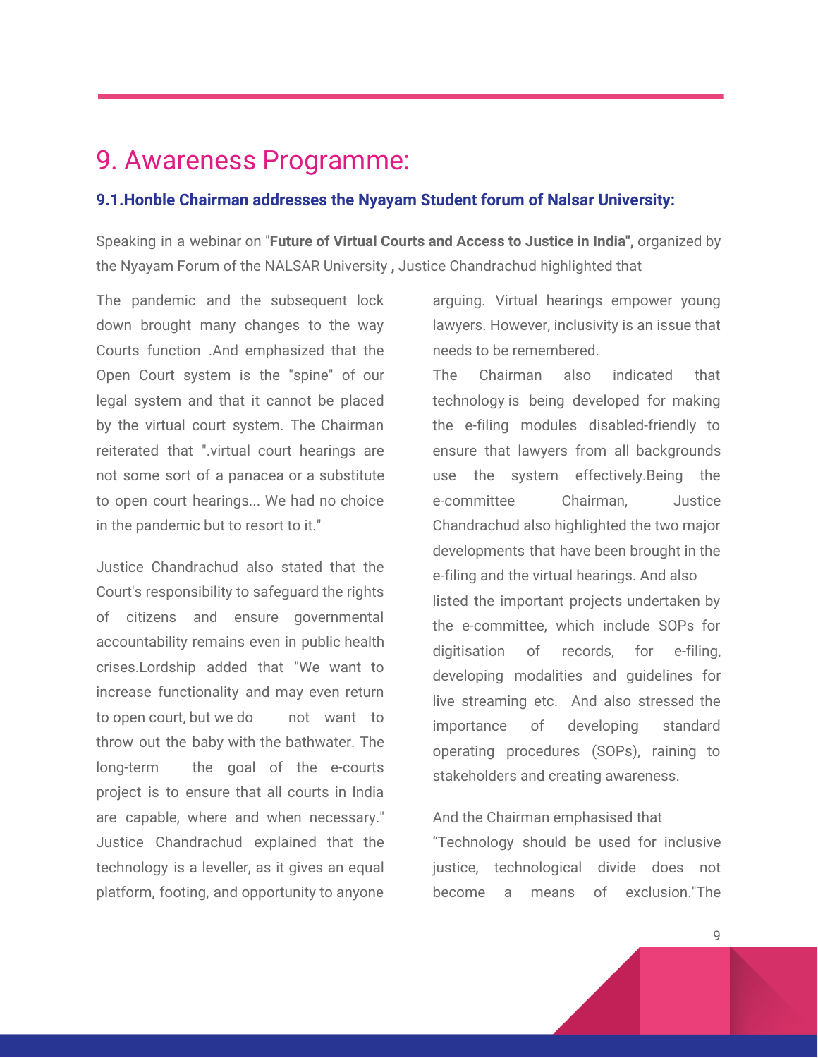# 9. Awareness Programme:

### 9.1.Honble Chairman addresses the Nyayam Student forum of Nalsar University:

Speaking in a webinar on "**Future of Virtual Courts and Access to Justice in India",** organized by the Nyayam Forum of the NALSAR University **,** Justice Chandrachud highlighted that

The pandemic and the subsequent lock down brought many changes to the way Courts function .And emphasized that the Open Court system is the "spine" of our legal system and that it cannot be placed by the virtual court system. The Chairman reiterated that ".virtual court hearings are not some sort of a panacea or a substitute to open court hearings... We had no choice in the pandemic but to resort to it."

Justice Chandrachud also stated that the Court's responsibility to safeguard the rights of citizens and ensure governmental accountability remains even in public health crises.Lordship added that "We want to increase functionality and may even return to open court, but we do not want to throw out the baby with the bathwater. The long-term the goal of the e-courts project is to ensure that all courts in India are capable, where and when necessary." Justice Chandrachud explained that the technology is a leveller, as it gives an equal platform, footing, and opportunity to anyone arguing. Virtual hearings empower young lawyers. However, inclusivity is an issue that needs to be remembered.

The Chairman also indicated that technology is being developed for making the e-filing modules disabled-friendly to ensure that lawyers from all backgrounds use the system effectively.Being the e-committee Chairman, Justice Chandrachud also highlighted the two major developments that have been brought in the e-filing and the virtual hearings. And also listed the important projects undertaken by the e-committee, which include SOPs for digitisation of records, for e-filing, developing modalities and guidelines for live streaming etc. And also stressed the importance of developing standard operating procedures (SOPs), raining to stakeholders and creating awareness.

And the Chairman emphasised that "Technology should be used for inclusive justice, technological divide does not become a means of exclusion."The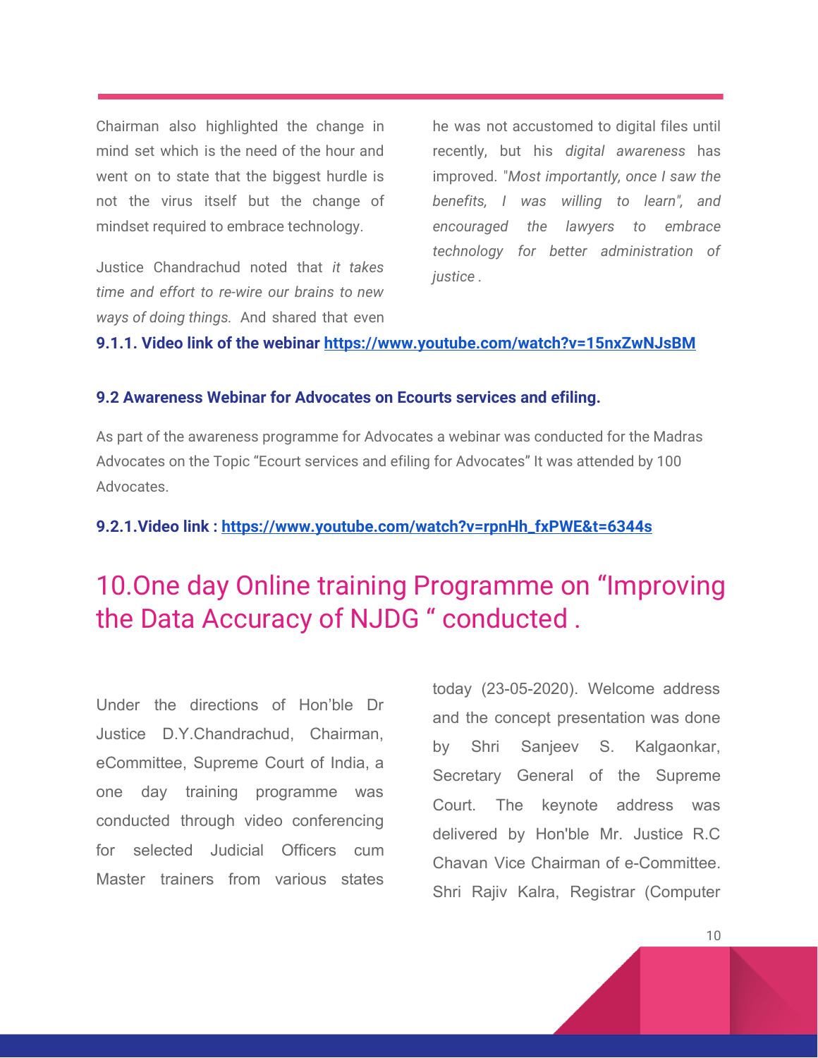Chairman also highlighted the change in mind set which is the need of the hour and went on to state that the biggest hurdle is not the virus itself but the change of mindset required to embrace technology.

Justice Chandrachud noted that *it takes time and effort to re-wire our brains to new ways of doing things.* And shared that even he was not accustomed to digital files until recently, but his *digital awareness* has improved. *"Most importantly, once I saw the benefits, I was willing to learn", and encouraged the lawyers to embrace technology for better administration of justice* .

**9.1.1. Video link of the webinar [https://www.youtube.com/watch?v=15nxZwNJsBM](https://www.youtube.com/watch?v=15nxZwNJsBM)**

### 9.2 Awareness Webinar for Advocates on Ecourts services and efiling.

As part of the awareness programme for Advocates a webinar was conducted for the Madras Advocates on the Topic "Ecourt services and efiling for Advocates" It was attended by 100 Advocates.

**9.2.1.Video link : [https://www.youtube.com/watch?v=rpnHh_fxPWE&t=6344s](https://www.youtube.com/watch?v=rpnHh_fxPWE&t=6344s)**

## 10.One day Online training Programme on "Improving the Data Accuracy of NJDG " conducted .

Under the directions of Hon'ble Dr Justice D.Y.Chandrachud, Chairman, eCommittee, Supreme Court of India, a one day training programme was conducted through video conferencing for selected Judicial Officers cum Master trainers from various states today (23-05-2020). Welcome address and the concept presentation was done by Shri Sanjeev S. Kalgaonkar, Secretary General of the Supreme Court. The keynote address was delivered by Hon'ble Mr. Justice R.C Chavan Vice Chairman of e-Committee. Shri Rajiv Kalra, Registrar (Computer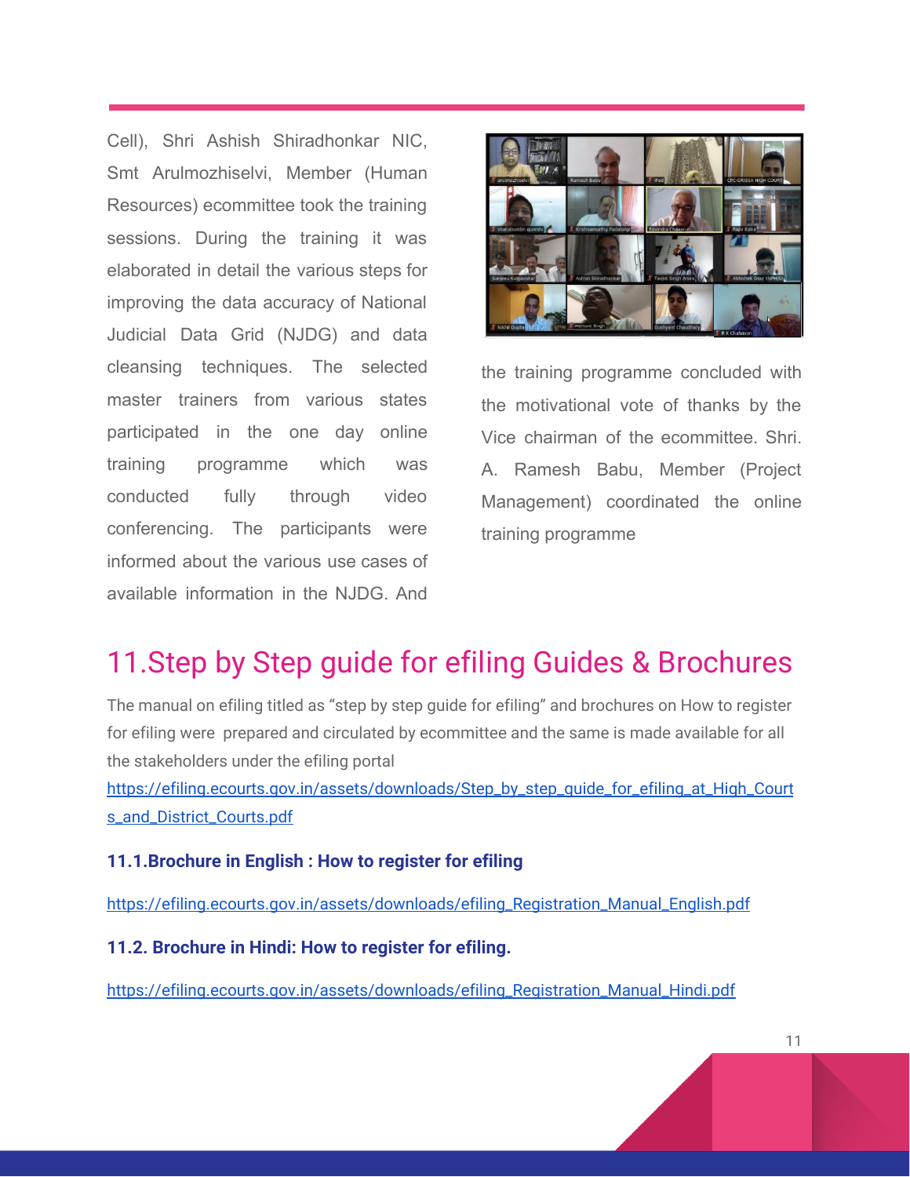Cell), Shri Ashish Shiradhonkar NIC, Smt Arulmozhiselvi, Member (Human Resources) ecommittee took the training sessions. During the training it was elaborated in detail the various steps for improving the data accuracy of National Judicial Data Grid (NJDG) and data cleansing techniques. The selected master trainers from various states participated in the one day online training programme which was conducted fully through video conferencing. The participants were informed about the various use cases of available information in the NJDG. And the training programme concluded with the motivational vote of thanks by the Vice chairman of the ecommittee. Shri. A. Ramesh Babu, Member (Project Management) coordinated the online training programme

# 11.Step by Step guide for efiling Guides & Brochures

The manual on efiling titled as "step by step guide for efiling" and brochures on How to register for efiling were prepared and circulated by ecommittee and the same is made available for all the stakeholders under the efiling portal https://efiling.ecourts.gov.in/assets/downloads/Step_by_step_guide_for_efiling_at_High_Courts_and_District_Courts.pdf

### 11.1.Brochure in English : How to register for efiling

https://efiling.ecourts.gov.in/assets/downloads/efiling_Registration_Manual_English.pdf

### 11.2. Brochure in Hindi: How to register for efiling.

https://efiling.ecourts.gov.in/assets/downloads/efiling_Registration_Manual_Hindi.pdf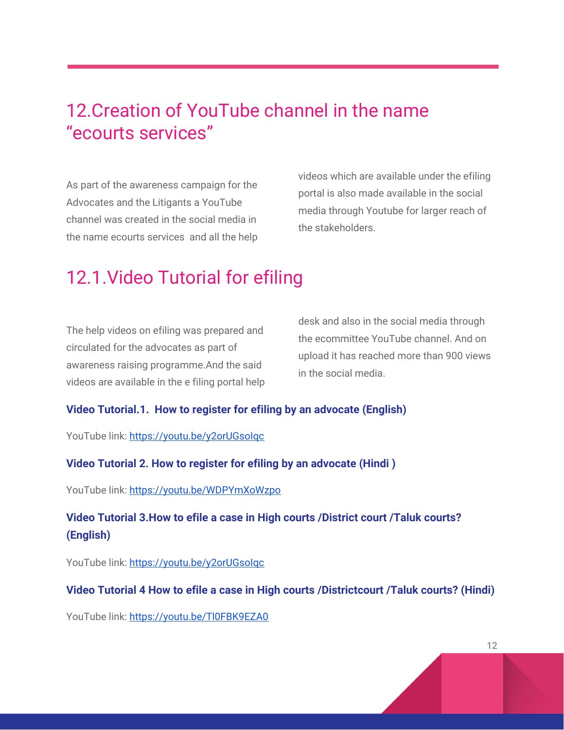## 12.Creation of YouTube channel in the name "ecourts services"

As part of the awareness campaign for the Advocates and the Litigants a YouTube channel was created in the social media in the name ecourts services and all the help videos which are available under the efiling portal is also made available in the social media through Youtube for larger reach of the stakeholders.

## 12.1.Video Tutorial for efiling

The help videos on efiling was prepared and circulated for the advocates as part of awareness raising programme.And the said videos are available in the e filing portal help desk and also in the social media through the ecommittee YouTube channel. And on upload it has reached more than 900 views in the social media.

**Video Tutorial.1. How to register for efiling by an advocate (English)**

YouTube link: https://youtu.be/y2orUGsoIqc

**Video Tutorial 2. How to register for efiling by an advocate (Hindi )**

YouTube link: https://youtu.be/WDPYmXoWzpo

**Video Tutorial 3.How to efile a case in High courts /District court /Taluk courts? (English)**

YouTube link: https://youtu.be/y2orUGsoIqc

**Video Tutorial 4 How to efile a case in High courts /Districtcourt /Taluk courts? (Hindi)**

YouTube link: https://youtu.be/Tl0FBK9EZA0